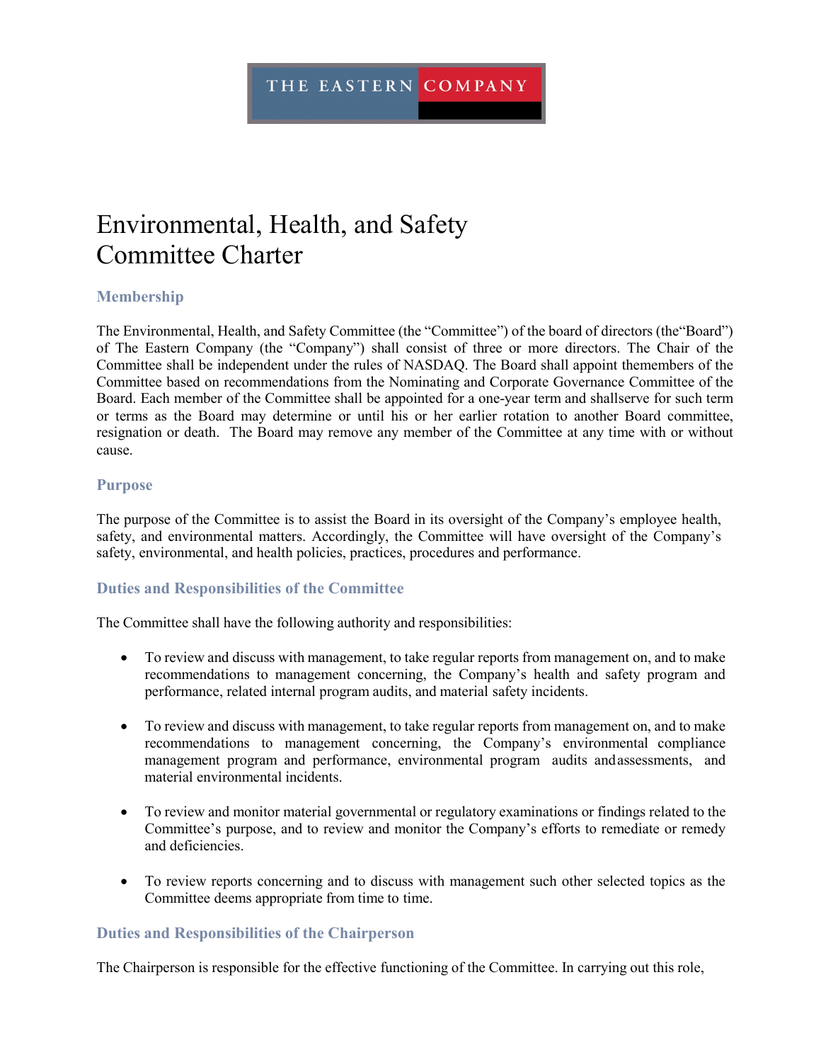THE EASTERN COMPANY

# Environmental, Health, and Safety Committee Charter

## Membership

The Environmental, Health, and Safety Committee (the "Committee") of the board of directors (the"Board") of The Eastern Company (the "Company") shall consist of three or more directors. The Chair of the Committee shall be independent under the rules of NASDAQ. The Board shall appoint themembers of the Committee based on recommendations from the Nominating and Corporate Governance Committee of the Board. Each member of the Committee shall be appointed for a one-year term and shallserve for such term or terms as the Board may determine or until his or her earlier rotation to another Board committee, resignation or death. The Board may remove any member of the Committee at any time with or without cause.

## Purpose

The purpose of the Committee is to assist the Board in its oversight of the Company's employee health, safety, and environmental matters. Accordingly, the Committee will have oversight of the Company's safety, environmental, and health policies, practices, procedures and performance.

## Duties and Responsibilities of the Committee

The Committee shall have the following authority and responsibilities:

- To review and discuss with management, to take regular reports from management on, and to make recommendations to management concerning, the Company's health and safety program and performance, related internal program audits, and material safety incidents.
- To review and discuss with management, to take regular reports from management on, and to make recommendations to management concerning, the Company's environmental compliance management program and performance, environmental program audits andassessments, and material environmental incidents.
- To review and monitor material governmental or regulatory examinations or findings related to the Committee's purpose, and to review and monitor the Company's efforts to remediate or remedy and deficiencies.
- To review reports concerning and to discuss with management such other selected topics as the Committee deems appropriate from time to time.

## Duties and Responsibilities of the Chairperson

The Chairperson is responsible for the effective functioning of the Committee. In carrying out this role,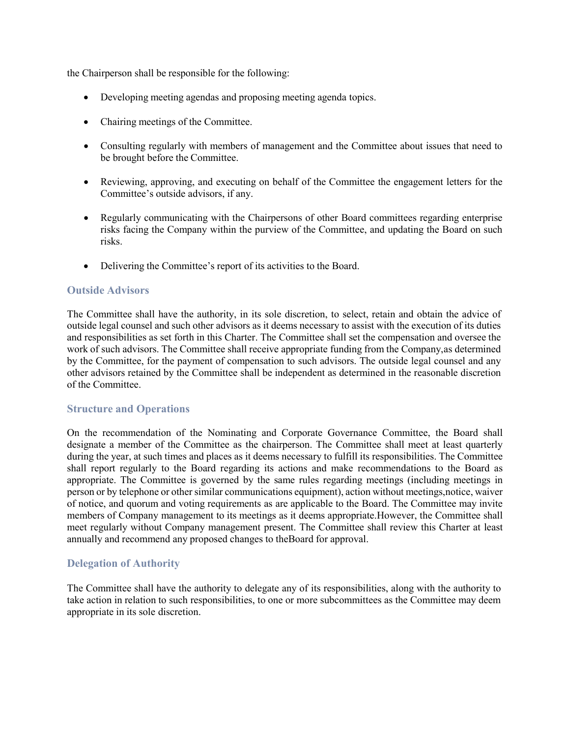the Chairperson shall be responsible for the following:

- Developing meeting agendas and proposing meeting agenda topics.
- Chairing meetings of the Committee.
- Consulting regularly with members of management and the Committee about issues that need to be brought before the Committee.
- Reviewing, approving, and executing on behalf of the Committee the engagement letters for the Committee's outside advisors, if any.
- Regularly communicating with the Chairpersons of other Board committees regarding enterprise risks facing the Company within the purview of the Committee, and updating the Board on such risks.
- Delivering the Committee's report of its activities to the Board.

## Outside Advisors

The Committee shall have the authority, in its sole discretion, to select, retain and obtain the advice of outside legal counsel and such other advisors as it deems necessary to assist with the execution of its duties and responsibilities as set forth in this Charter. The Committee shall set the compensation and oversee the work of such advisors. The Committee shall receive appropriate funding from the Company,as determined by the Committee, for the payment of compensation to such advisors. The outside legal counsel and any other advisors retained by the Committee shall be independent as determined in the reasonable discretion of the Committee.

## Structure and Operations

On the recommendation of the Nominating and Corporate Governance Committee, the Board shall designate a member of the Committee as the chairperson. The Committee shall meet at least quarterly during the year, at such times and places as it deems necessary to fulfill its responsibilities. The Committee shall report regularly to the Board regarding its actions and make recommendations to the Board as appropriate. The Committee is governed by the same rules regarding meetings (including meetings in person or by telephone or other similar communications equipment), action without meetings,notice, waiver of notice, and quorum and voting requirements as are applicable to the Board. The Committee may invite members of Company management to its meetings as it deems appropriate.However, the Committee shall meet regularly without Company management present. The Committee shall review this Charter at least annually and recommend any proposed changes to theBoard for approval.

## Delegation of Authority

The Committee shall have the authority to delegate any of its responsibilities, along with the authority to take action in relation to such responsibilities, to one or more subcommittees as the Committee may deem appropriate in its sole discretion.